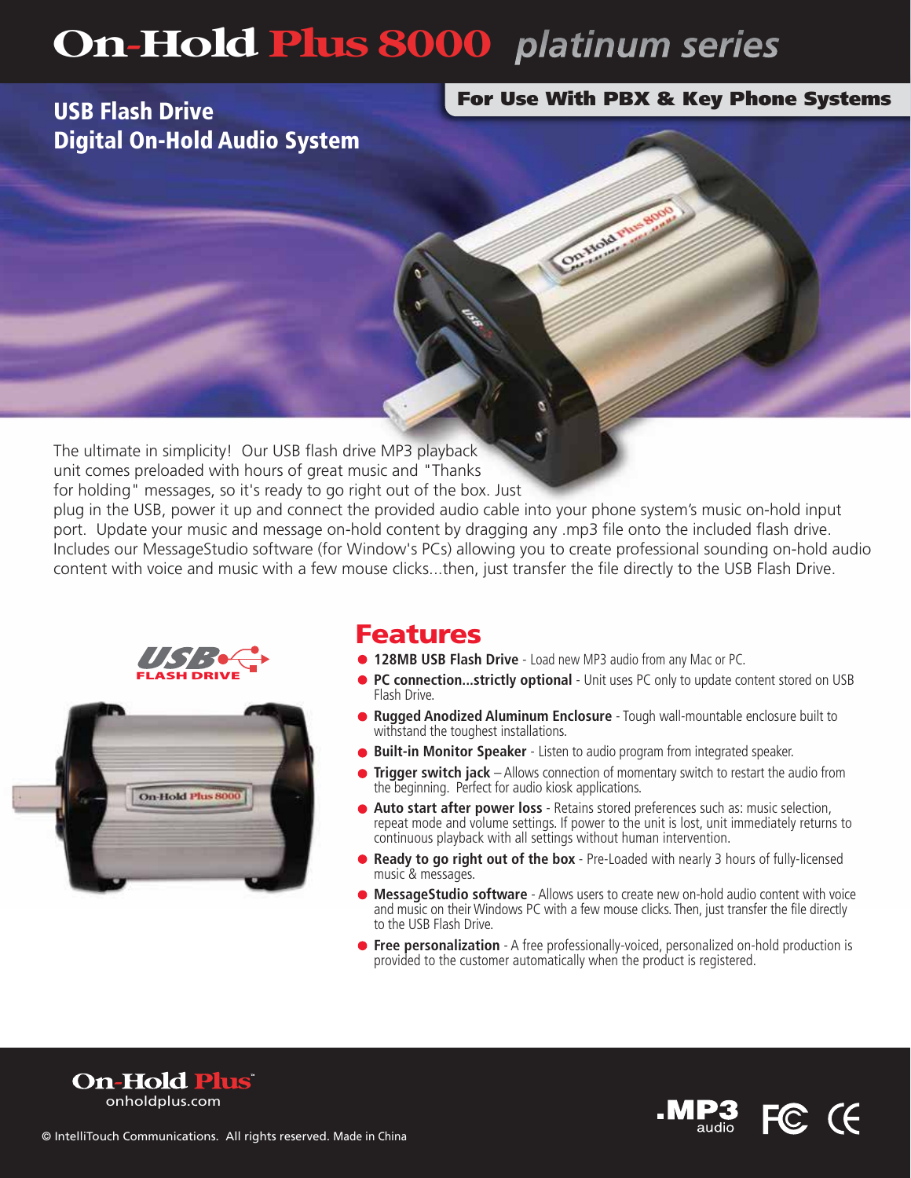# On-Hold Plus 8000 *platinum series*

## USB Flash Drive Digital On-Hold Audio System

**For Use With PBX & Key Phone Systems**

The ultimate in simplicity! Our USB flash drive MP3 playback unit comes preloaded with hours of great music and "Thanks for holding" messages, so it's ready to go right out of the box. Just plug in the USB, power it up and connect the provided audio cable into your phone system's music on-hold input port. Update your music and message on-hold content by dragging any .mp3 file onto the included flash drive. Includes our MessageStudio software (for Window's PCs) allowing you to create professional sounding on-hold audio content with voice and music with a few mouse clicks...then, just transfer the file directly to the USB Flash Drive.

## Features

- **128MB USB Flash Drive** - Load new MP3 audio from any Mac or PC.
- **PC connection...strictly optional** - Unit uses PC only to update content stored on USB Flash Drive.
- **Rugged Anodized Aluminum Enclosure** - Tough wall-mountable enclosure built to withstand the toughest installations.
- **Built-in Monitor Speaker** - Listen to audio program from integrated speaker.
- **Trigger switch jack** – Allows connection of momentary switch to restart the audio from the beginning. Perfect for audio kiosk applications.
- **Auto start after power loss** - Retains stored preferences such as: music selection, repeat mode and volume settings. If power to the unit is lost, unit immediately returns to continuous playback with all settings without human intervention.
- **Ready to go right out of the box** - Pre-Loaded with nearly 3 hours of fully-licensed music & messages.
- **MessageStudio software** - Allows users to create new on-hold audio content with voice and music on their Windows PC with a few mouse clicks. Then, just transfer the file directly to the USB Flash Drive.
- **Free personalization** - A free professionally-voiced, personalized on-hold production is provided to the customer automatically when the product is registered.

On-Hold Plus
onholdplus.com

© IntelliTouch Communications. All rights reserved. Made in China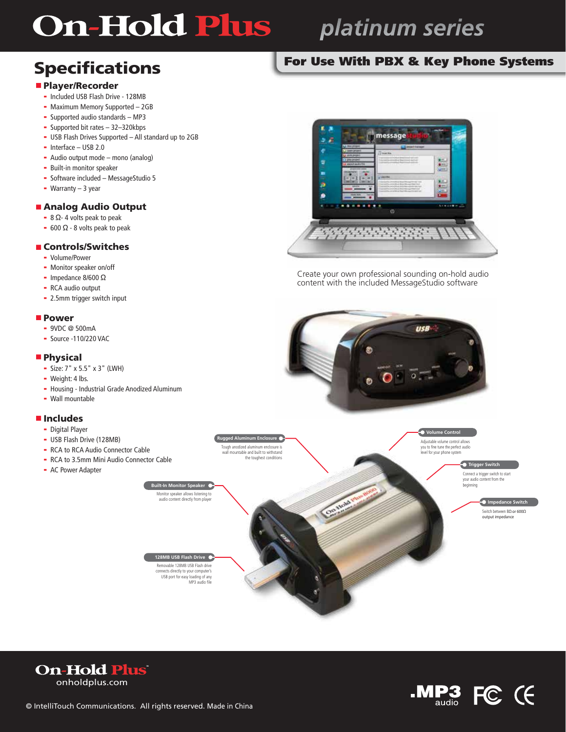# On-Hold Plus platinum series

## For Use With PBX & Key Phone Systems

# Specifications

## Player/Recorder

- Included USB Flash Drive - 128MB
- Maximum Memory Supported – 2GB
- Supported audio standards – MP3
- Supported bit rates – 32–320kbps
- USB Flash Drives Supported – All standard up to 2GB
- Interface – USB 2.0
- Audio output mode – mono (analog)
- Built-in monitor speaker
- Software included – MessageStudio 5
- Warranty – 3 year

## Analog Audio Output

- 8 Ω- 4 volts peak to peak
- 600 Ω - 8 volts peak to peak

## Controls/Switches

- Volume/Power
- Monitor speaker on/off
- Impedance 8/600 Ω
- RCA audio output
- 2.5mm trigger switch input

## Power

- 9VDC @ 500mA
- Source -110/220 VAC

## Physical

- Size: 7" x 5.5" x 3" (LWH)
- Weight: 4 lbs.
- Housing - Industrial Grade Anodized Aluminum
- Wall mountable

## Includes

- Digital Player
- USB Flash Drive (128MB)
- RCA to RCA Audio Connector Cable
- RCA to 3.5mm Mini Audio Connector Cable
- AC Power Adapter

Create your own professional sounding on-hold audio content with the included MessageStudio software

**Rugged Aluminum Enclosure**
Tough anodized aluminum enclosure is wall mountable and built to withstand the toughest conditions

**Volume Control**
Adjustable volume control allows you to fine tune the perfect audio level for your phone system

**Trigger Switch**
Connect a trigger switch to start your audio content from the beginning

**Impedance Switch**
Switch between 8Ω or 600Ω output impedance

**Built-In Monitor Speaker**
Monitor speaker allows listening to audio content directly from player

**128MB USB Flash Drive**
Removable 128MB USB Flash drive connects directly to your computer's USB port for easy loading of any MP3 audio file

On-Hold Plus
onholdplus.com

© IntelliTouch Communications. All rights reserved. Made in China